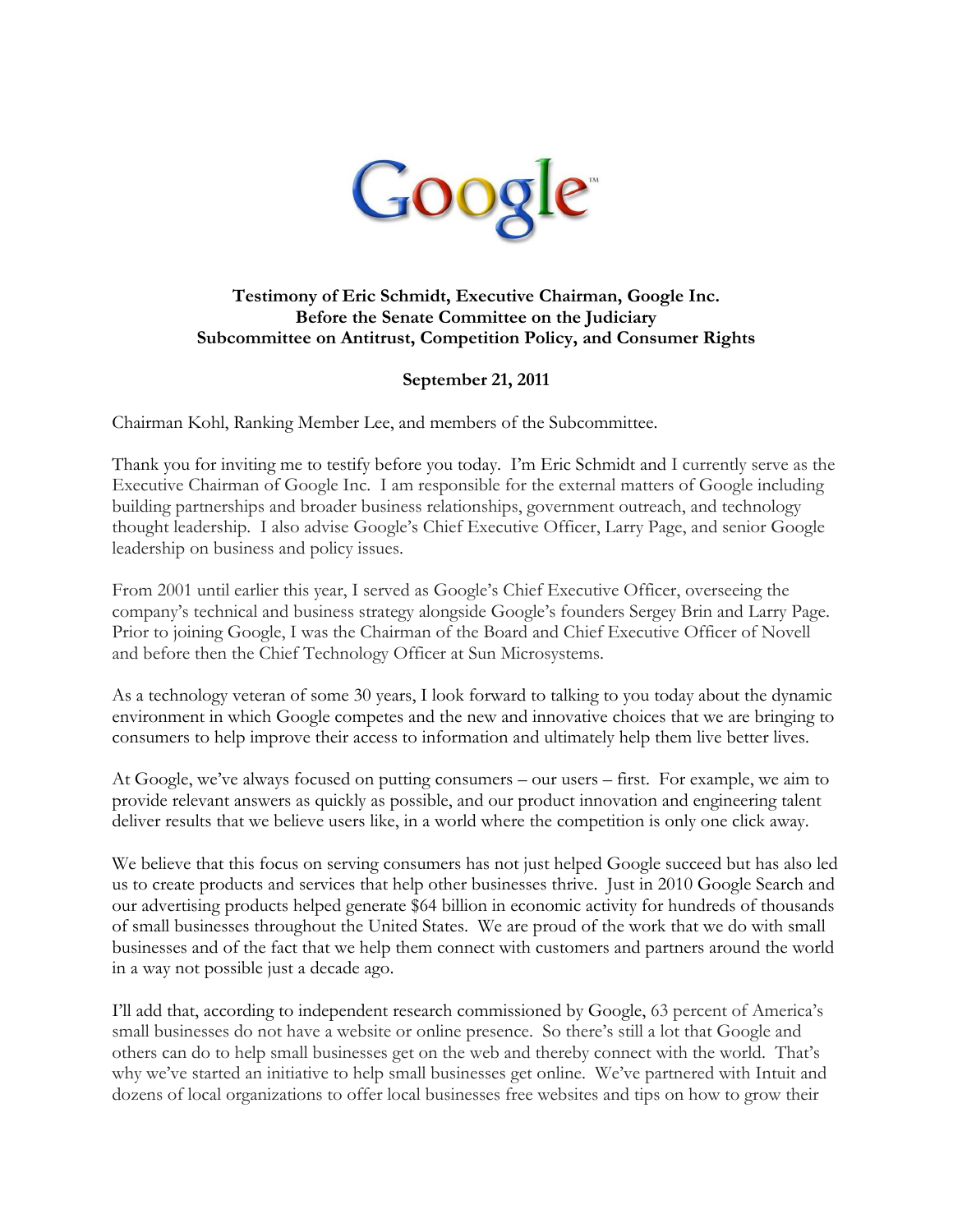**Testimony of Eric Schmidt, Executive Chairman, Google Inc.**
**Before the Senate Committee on the Judiciary**
**Subcommittee on Antitrust, Competition Policy, and Consumer Rights**

**September 21, 2011**

Chairman Kohl, Ranking Member Lee, and members of the Subcommittee.

Thank you for inviting me to testify before you today. I'm Eric Schmidt and I currently serve as the Executive Chairman of Google Inc. I am responsible for the external matters of Google including building partnerships and broader business relationships, government outreach, and technology thought leadership. I also advise Google's Chief Executive Officer, Larry Page, and senior Google leadership on business and policy issues.

From 2001 until earlier this year, I served as Google's Chief Executive Officer, overseeing the company's technical and business strategy alongside Google's founders Sergey Brin and Larry Page. Prior to joining Google, I was the Chairman of the Board and Chief Executive Officer of Novell and before then the Chief Technology Officer at Sun Microsystems.

As a technology veteran of some 30 years, I look forward to talking to you today about the dynamic environment in which Google competes and the new and innovative choices that we are bringing to consumers to help improve their access to information and ultimately help them live better lives.

At Google, we've always focused on putting consumers – our users – first. For example, we aim to provide relevant answers as quickly as possible, and our product innovation and engineering talent deliver results that we believe users like, in a world where the competition is only one click away.

We believe that this focus on serving consumers has not just helped Google succeed but has also led us to create products and services that help other businesses thrive. Just in 2010 Google Search and our advertising products helped generate $64 billion in economic activity for hundreds of thousands of small businesses throughout the United States. We are proud of the work that we do with small businesses and of the fact that we help them connect with customers and partners around the world in a way not possible just a decade ago.

I'll add that, according to independent research commissioned by Google, 63 percent of America's small businesses do not have a website or online presence. So there's still a lot that Google and others can do to help small businesses get on the web and thereby connect with the world. That's why we've started an initiative to help small businesses get online. We've partnered with Intuit and dozens of local organizations to offer local businesses free websites and tips on how to grow their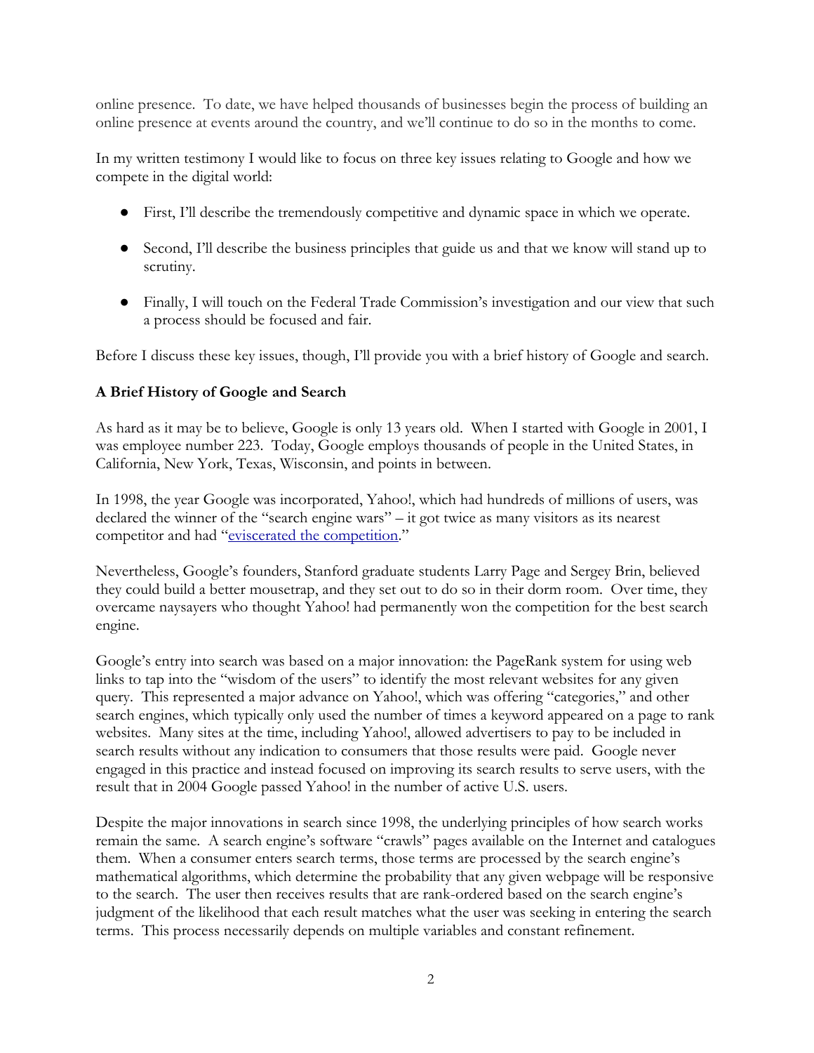online presence. To date, we have helped thousands of businesses begin the process of building an online presence at events around the country, and we'll continue to do so in the months to come.

In my written testimony I would like to focus on three key issues relating to Google and how we compete in the digital world:

- First, I'll describe the tremendously competitive and dynamic space in which we operate.
- Second, I'll describe the business principles that guide us and that we know will stand up to scrutiny.
- Finally, I will touch on the Federal Trade Commission's investigation and our view that such a process should be focused and fair.

Before I discuss these key issues, though, I'll provide you with a brief history of Google and search.

**A Brief History of Google and Search**

As hard as it may be to believe, Google is only 13 years old. When I started with Google in 2001, I was employee number 223. Today, Google employs thousands of people in the United States, in California, New York, Texas, Wisconsin, and points in between.

In 1998, the year Google was incorporated, Yahoo!, which had hundreds of millions of users, was declared the winner of the "search engine wars" – it got twice as many visitors as its nearest competitor and had "eviscerated the competition."

Nevertheless, Google's founders, Stanford graduate students Larry Page and Sergey Brin, believed they could build a better mousetrap, and they set out to do so in their dorm room. Over time, they overcame naysayers who thought Yahoo! had permanently won the competition for the best search engine.

Google's entry into search was based on a major innovation: the PageRank system for using web links to tap into the "wisdom of the users" to identify the most relevant websites for any given query. This represented a major advance on Yahoo!, which was offering "categories," and other search engines, which typically only used the number of times a keyword appeared on a page to rank websites. Many sites at the time, including Yahoo!, allowed advertisers to pay to be included in search results without any indication to consumers that those results were paid. Google never engaged in this practice and instead focused on improving its search results to serve users, with the result that in 2004 Google passed Yahoo! in the number of active U.S. users.

Despite the major innovations in search since 1998, the underlying principles of how search works remain the same. A search engine's software "crawls" pages available on the Internet and catalogues them. When a consumer enters search terms, those terms are processed by the search engine's mathematical algorithms, which determine the probability that any given webpage will be responsive to the search. The user then receives results that are rank-ordered based on the search engine's judgment of the likelihood that each result matches what the user was seeking in entering the search terms. This process necessarily depends on multiple variables and constant refinement.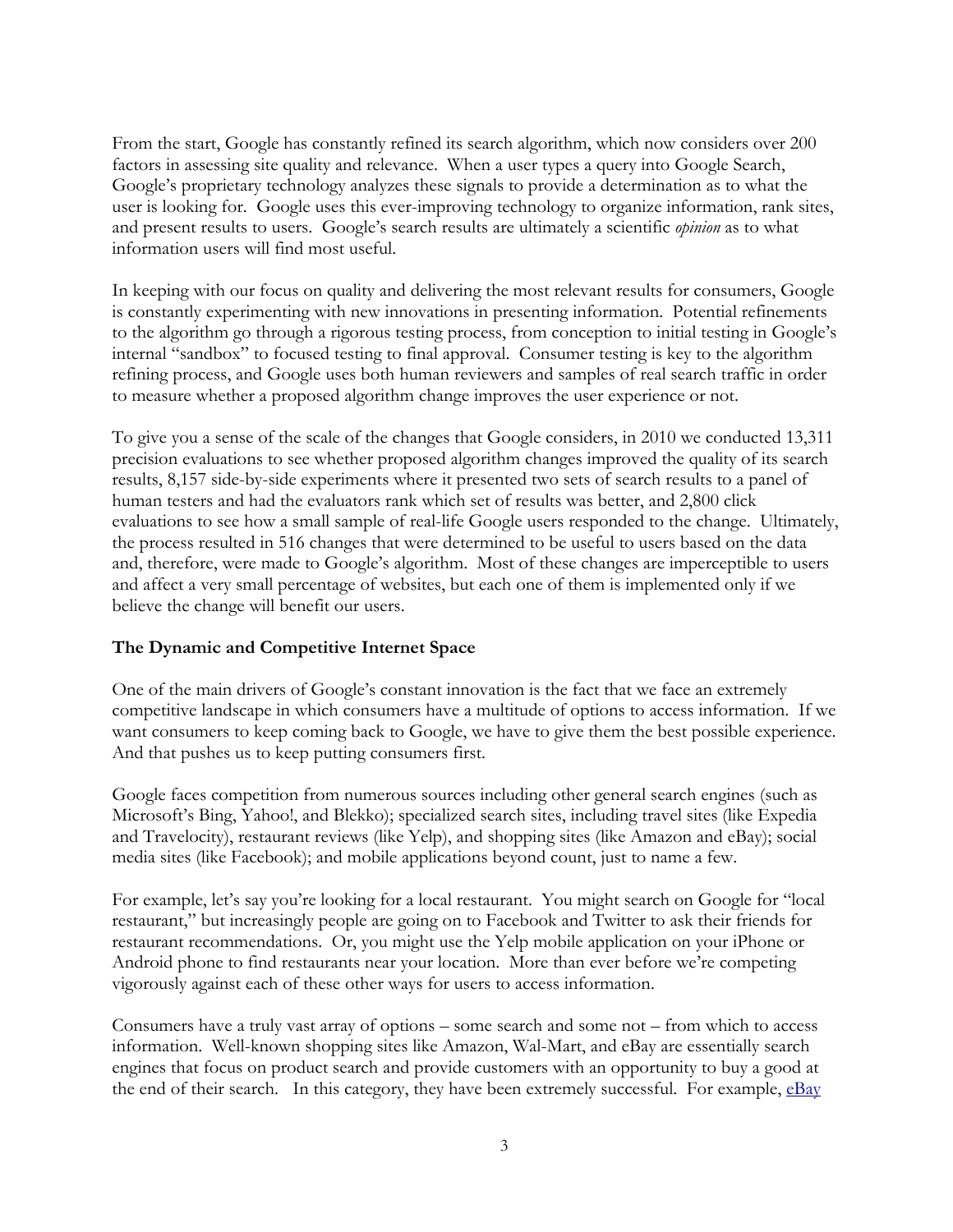From the start, Google has constantly refined its search algorithm, which now considers over 200 factors in assessing site quality and relevance. When a user types a query into Google Search, Google's proprietary technology analyzes these signals to provide a determination as to what the user is looking for. Google uses this ever-improving technology to organize information, rank sites, and present results to users. Google's search results are ultimately a scientific *opinion* as to what information users will find most useful.

In keeping with our focus on quality and delivering the most relevant results for consumers, Google is constantly experimenting with new innovations in presenting information. Potential refinements to the algorithm go through a rigorous testing process, from conception to initial testing in Google's internal "sandbox" to focused testing to final approval. Consumer testing is key to the algorithm refining process, and Google uses both human reviewers and samples of real search traffic in order to measure whether a proposed algorithm change improves the user experience or not.

To give you a sense of the scale of the changes that Google considers, in 2010 we conducted 13,311 precision evaluations to see whether proposed algorithm changes improved the quality of its search results, 8,157 side-by-side experiments where it presented two sets of search results to a panel of human testers and had the evaluators rank which set of results was better, and 2,800 click evaluations to see how a small sample of real-life Google users responded to the change. Ultimately, the process resulted in 516 changes that were determined to be useful to users based on the data and, therefore, were made to Google's algorithm. Most of these changes are imperceptible to users and affect a very small percentage of websites, but each one of them is implemented only if we believe the change will benefit our users.

**The Dynamic and Competitive Internet Space**

One of the main drivers of Google's constant innovation is the fact that we face an extremely competitive landscape in which consumers have a multitude of options to access information. If we want consumers to keep coming back to Google, we have to give them the best possible experience. And that pushes us to keep putting consumers first.

Google faces competition from numerous sources including other general search engines (such as Microsoft's Bing, Yahoo!, and Blekko); specialized search sites, including travel sites (like Expedia and Travelocity), restaurant reviews (like Yelp), and shopping sites (like Amazon and eBay); social media sites (like Facebook); and mobile applications beyond count, just to name a few.

For example, let's say you're looking for a local restaurant. You might search on Google for "local restaurant," but increasingly people are going on to Facebook and Twitter to ask their friends for restaurant recommendations. Or, you might use the Yelp mobile application on your iPhone or Android phone to find restaurants near your location. More than ever before we're competing vigorously against each of these other ways for users to access information.

Consumers have a truly vast array of options – some search and some not – from which to access information. Well-known shopping sites like Amazon, Wal-Mart, and eBay are essentially search engines that focus on product search and provide customers with an opportunity to buy a good at the end of their search. In this category, they have been extremely successful. For example, eBay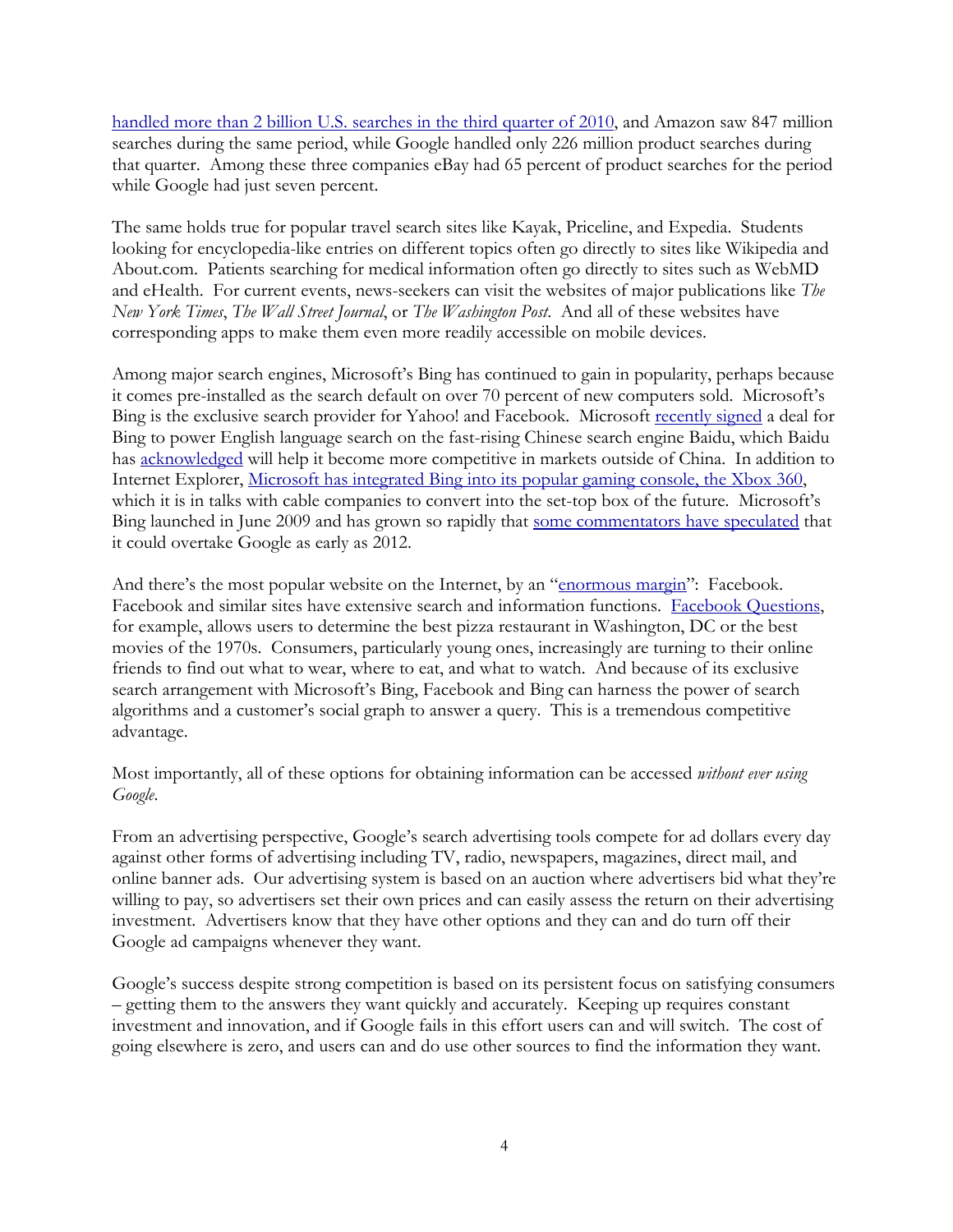handled more than 2 billion U.S. searches in the third quarter of 2010, and Amazon saw 847 million searches during the same period, while Google handled only 226 million product searches during that quarter. Among these three companies eBay had 65 percent of product searches for the period while Google had just seven percent.

The same holds true for popular travel search sites like Kayak, Priceline, and Expedia. Students looking for encyclopedia-like entries on different topics often go directly to sites like Wikipedia and About.com. Patients searching for medical information often go directly to sites such as WebMD and eHealth. For current events, news-seekers can visit the websites of major publications like *The New York Times*, *The Wall Street Journal*, or *The Washington Post*. And all of these websites have corresponding apps to make them even more readily accessible on mobile devices.

Among major search engines, Microsoft's Bing has continued to gain in popularity, perhaps because it comes pre-installed as the search default on over 70 percent of new computers sold. Microsoft's Bing is the exclusive search provider for Yahoo! and Facebook. Microsoft recently signed a deal for Bing to power English language search on the fast-rising Chinese search engine Baidu, which Baidu has acknowledged will help it become more competitive in markets outside of China. In addition to Internet Explorer, Microsoft has integrated Bing into its popular gaming console, the Xbox 360, which it is in talks with cable companies to convert into the set-top box of the future. Microsoft's Bing launched in June 2009 and has grown so rapidly that some commentators have speculated that it could overtake Google as early as 2012.

And there's the most popular website on the Internet, by an "enormous margin": Facebook. Facebook and similar sites have extensive search and information functions. Facebook Questions, for example, allows users to determine the best pizza restaurant in Washington, DC or the best movies of the 1970s. Consumers, particularly young ones, increasingly are turning to their online friends to find out what to wear, where to eat, and what to watch. And because of its exclusive search arrangement with Microsoft's Bing, Facebook and Bing can harness the power of search algorithms and a customer's social graph to answer a query. This is a tremendous competitive advantage.

Most importantly, all of these options for obtaining information can be accessed *without ever using Google*.

From an advertising perspective, Google's search advertising tools compete for ad dollars every day against other forms of advertising including TV, radio, newspapers, magazines, direct mail, and online banner ads. Our advertising system is based on an auction where advertisers bid what they're willing to pay, so advertisers set their own prices and can easily assess the return on their advertising investment. Advertisers know that they have other options and they can and do turn off their Google ad campaigns whenever they want.

Google's success despite strong competition is based on its persistent focus on satisfying consumers – getting them to the answers they want quickly and accurately. Keeping up requires constant investment and innovation, and if Google fails in this effort users can and will switch. The cost of going elsewhere is zero, and users can and do use other sources to find the information they want.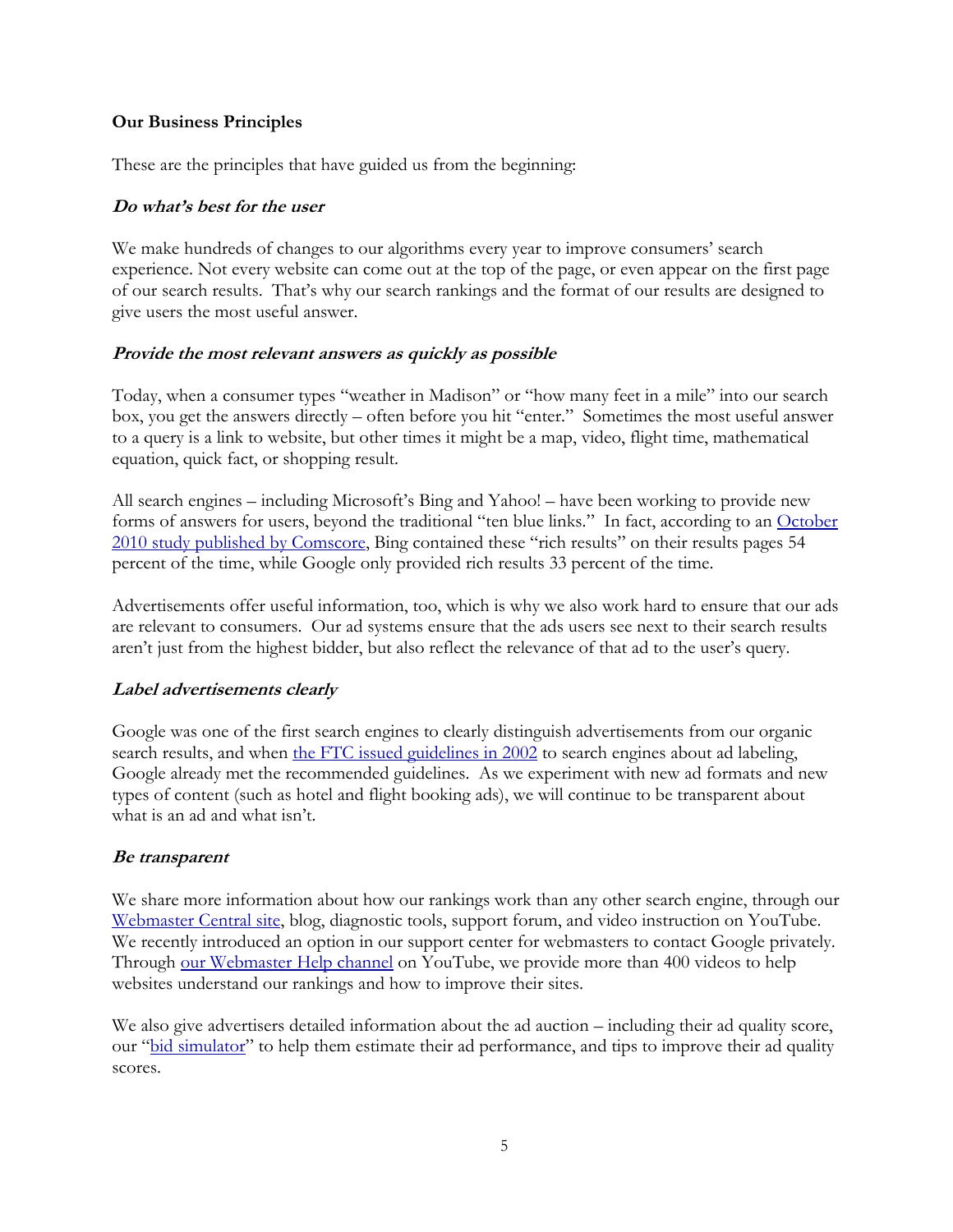**Our Business Principles**

These are the principles that have guided us from the beginning:

***Do what's best for the user***

We make hundreds of changes to our algorithms every year to improve consumers' search experience. Not every website can come out at the top of the page, or even appear on the first page of our search results. That's why our search rankings and the format of our results are designed to give users the most useful answer.

***Provide the most relevant answers as quickly as possible***

Today, when a consumer types "weather in Madison" or "how many feet in a mile" into our search box, you get the answers directly – often before you hit "enter." Sometimes the most useful answer to a query is a link to website, but other times it might be a map, video, flight time, mathematical equation, quick fact, or shopping result.

All search engines – including Microsoft's Bing and Yahoo! – have been working to provide new forms of answers for users, beyond the traditional "ten blue links." In fact, according to an October 2010 study published by Comscore, Bing contained these "rich results" on their results pages 54 percent of the time, while Google only provided rich results 33 percent of the time.

Advertisements offer useful information, too, which is why we also work hard to ensure that our ads are relevant to consumers. Our ad systems ensure that the ads users see next to their search results aren't just from the highest bidder, but also reflect the relevance of that ad to the user's query.

***Label advertisements clearly***

Google was one of the first search engines to clearly distinguish advertisements from our organic search results, and when the FTC issued guidelines in 2002 to search engines about ad labeling, Google already met the recommended guidelines. As we experiment with new ad formats and new types of content (such as hotel and flight booking ads), we will continue to be transparent about what is an ad and what isn't.

***Be transparent***

We share more information about how our rankings work than any other search engine, through our Webmaster Central site, blog, diagnostic tools, support forum, and video instruction on YouTube. We recently introduced an option in our support center for webmasters to contact Google privately. Through our Webmaster Help channel on YouTube, we provide more than 400 videos to help websites understand our rankings and how to improve their sites.

We also give advertisers detailed information about the ad auction – including their ad quality score, our "bid simulator" to help them estimate their ad performance, and tips to improve their ad quality scores.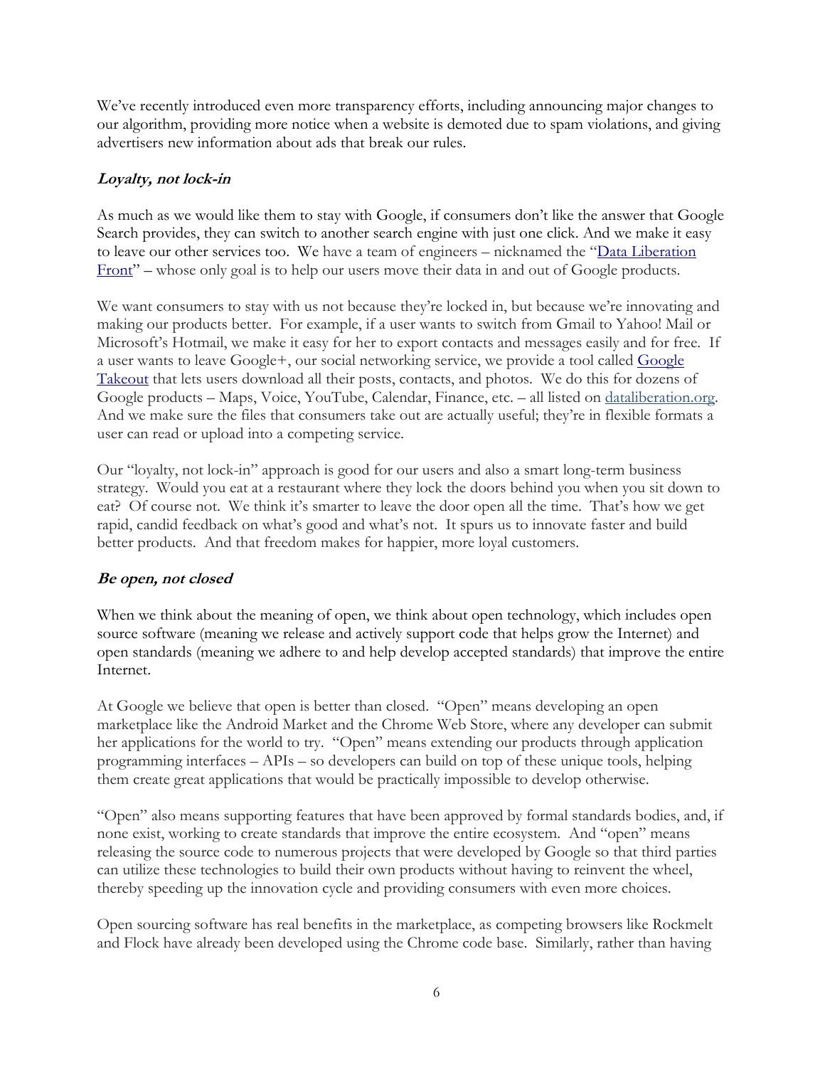We've recently introduced even more transparency efforts, including announcing major changes to our algorithm, providing more notice when a website is demoted due to spam violations, and giving advertisers new information about ads that break our rules.

***Loyalty, not lock-in***

As much as we would like them to stay with Google, if consumers don't like the answer that Google Search provides, they can switch to another search engine with just one click. And we make it easy to leave our other services too. We have a team of engineers – nicknamed the "[Data Liberation Front]" – whose only goal is to help our users move their data in and out of Google products.

We want consumers to stay with us not because they're locked in, but because we're innovating and making our products better. For example, if a user wants to switch from Gmail to Yahoo! Mail or Microsoft's Hotmail, we make it easy for her to export contacts and messages easily and for free. If a user wants to leave Google+, our social networking service, we provide a tool called [Google Takeout] that lets users download all their posts, contacts, and photos. We do this for dozens of Google products – Maps, Voice, YouTube, Calendar, Finance, etc. – all listed on [dataliberation.org]. And we make sure the files that consumers take out are actually useful; they're in flexible formats a user can read or upload into a competing service.

Our "loyalty, not lock-in" approach is good for our users and also a smart long-term business strategy. Would you eat at a restaurant where they lock the doors behind you when you sit down to eat? Of course not. We think it's smarter to leave the door open all the time. That's how we get rapid, candid feedback on what's good and what's not. It spurs us to innovate faster and build better products. And that freedom makes for happier, more loyal customers.

***Be open, not closed***

When we think about the meaning of open, we think about open technology, which includes open source software (meaning we release and actively support code that helps grow the Internet) and open standards (meaning we adhere to and help develop accepted standards) that improve the entire Internet.

At Google we believe that open is better than closed. "Open" means developing an open marketplace like the Android Market and the Chrome Web Store, where any developer can submit her applications for the world to try. "Open" means extending our products through application programming interfaces – APIs – so developers can build on top of these unique tools, helping them create great applications that would be practically impossible to develop otherwise.

"Open" also means supporting features that have been approved by formal standards bodies, and, if none exist, working to create standards that improve the entire ecosystem. And "open" means releasing the source code to numerous projects that were developed by Google so that third parties can utilize these technologies to build their own products without having to reinvent the wheel, thereby speeding up the innovation cycle and providing consumers with even more choices.

Open sourcing software has real benefits in the marketplace, as competing browsers like Rockmelt and Flock have already been developed using the Chrome code base. Similarly, rather than having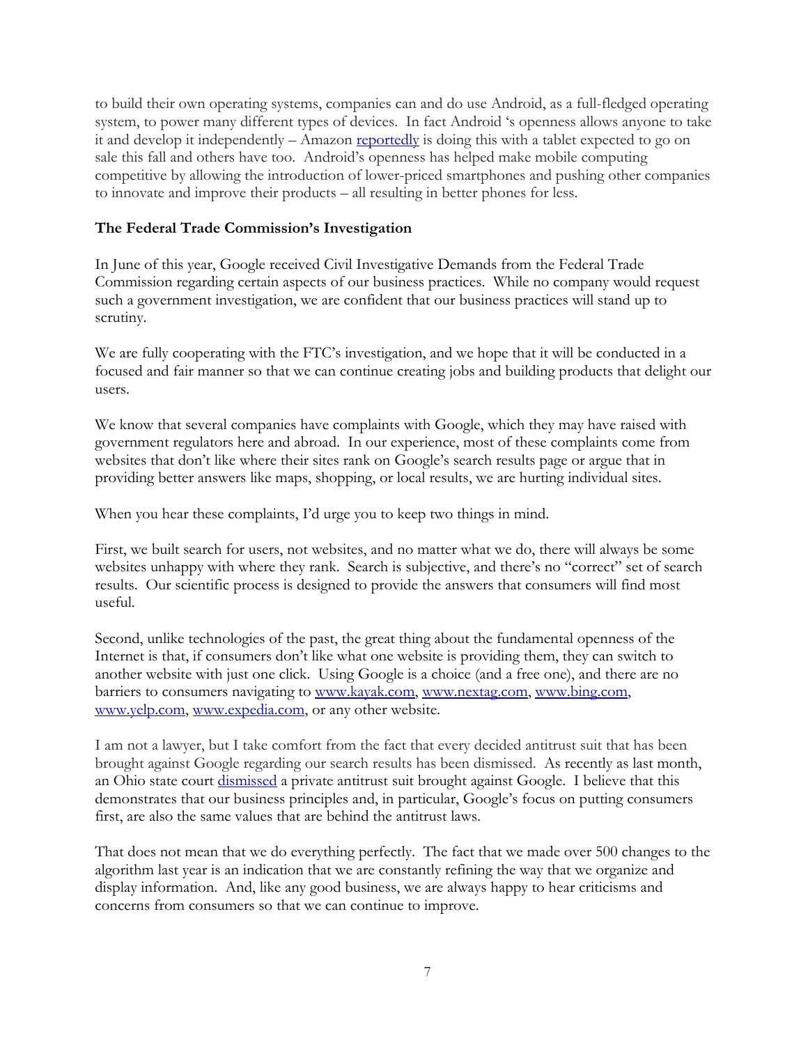to build their own operating systems, companies can and do use Android, as a full-fledged operating system, to power many different types of devices. In fact Android 's openness allows anyone to take it and develop it independently – Amazon [reportedly](#) is doing this with a tablet expected to go on sale this fall and others have too. Android's openness has helped make mobile computing competitive by allowing the introduction of lower-priced smartphones and pushing other companies to innovate and improve their products – all resulting in better phones for less.

**The Federal Trade Commission's Investigation**

In June of this year, Google received Civil Investigative Demands from the Federal Trade Commission regarding certain aspects of our business practices. While no company would request such a government investigation, we are confident that our business practices will stand up to scrutiny.

We are fully cooperating with the FTC's investigation, and we hope that it will be conducted in a focused and fair manner so that we can continue creating jobs and building products that delight our users.

We know that several companies have complaints with Google, which they may have raised with government regulators here and abroad. In our experience, most of these complaints come from websites that don't like where their sites rank on Google's search results page or argue that in providing better answers like maps, shopping, or local results, we are hurting individual sites.

When you hear these complaints, I'd urge you to keep two things in mind.

First, we built search for users, not websites, and no matter what we do, there will always be some websites unhappy with where they rank. Search is subjective, and there's no "correct" set of search results. Our scientific process is designed to provide the answers that consumers will find most useful.

Second, unlike technologies of the past, the great thing about the fundamental openness of the Internet is that, if consumers don't like what one website is providing them, they can switch to another website with just one click. Using Google is a choice (and a free one), and there are no barriers to consumers navigating to www.kayak.com, www.nextag.com, www.bing.com, www.yelp.com, www.expedia.com, or any other website.

I am not a lawyer, but I take comfort from the fact that every decided antitrust suit that has been brought against Google regarding our search results has been dismissed. As recently as last month, an Ohio state court [dismissed](#) a private antitrust suit brought against Google. I believe that this demonstrates that our business principles and, in particular, Google's focus on putting consumers first, are also the same values that are behind the antitrust laws.

That does not mean that we do everything perfectly. The fact that we made over 500 changes to the algorithm last year is an indication that we are constantly refining the way that we organize and display information. And, like any good business, we are always happy to hear criticisms and concerns from consumers so that we can continue to improve.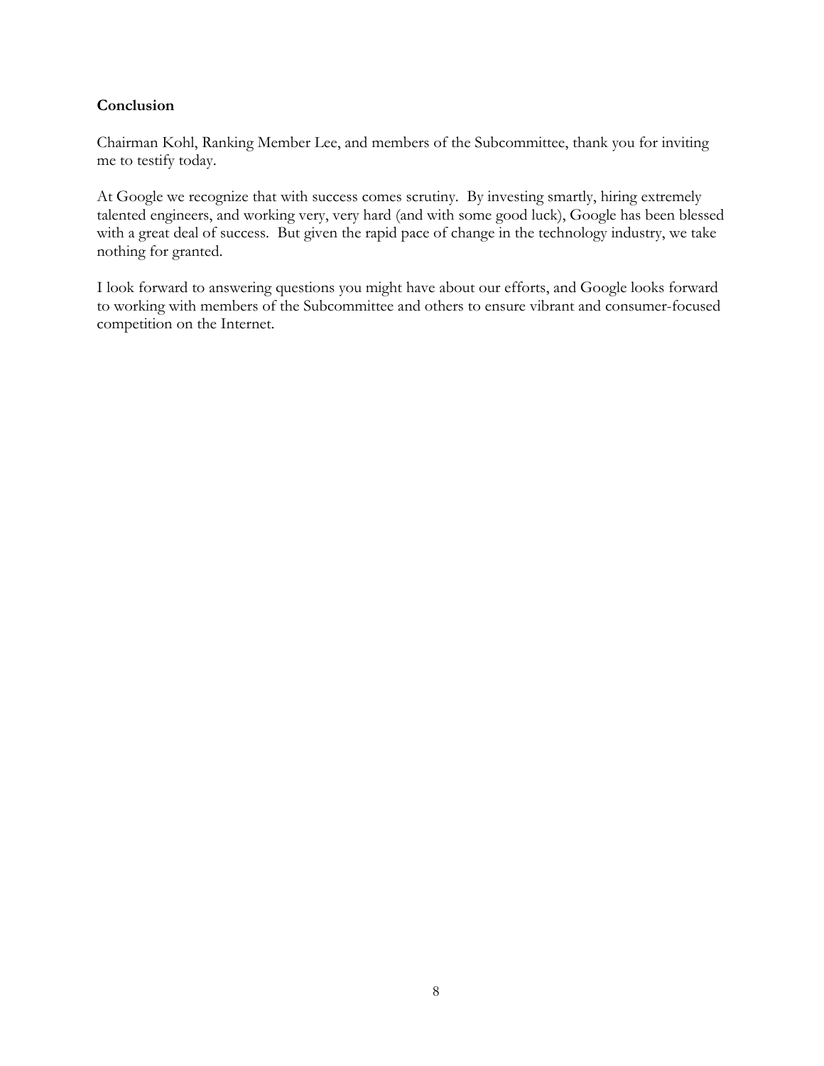**Conclusion**

Chairman Kohl, Ranking Member Lee, and members of the Subcommittee, thank you for inviting me to testify today.

At Google we recognize that with success comes scrutiny. By investing smartly, hiring extremely talented engineers, and working very, very hard (and with some good luck), Google has been blessed with a great deal of success. But given the rapid pace of change in the technology industry, we take nothing for granted.

I look forward to answering questions you might have about our efforts, and Google looks forward to working with members of the Subcommittee and others to ensure vibrant and consumer-focused competition on the Internet.